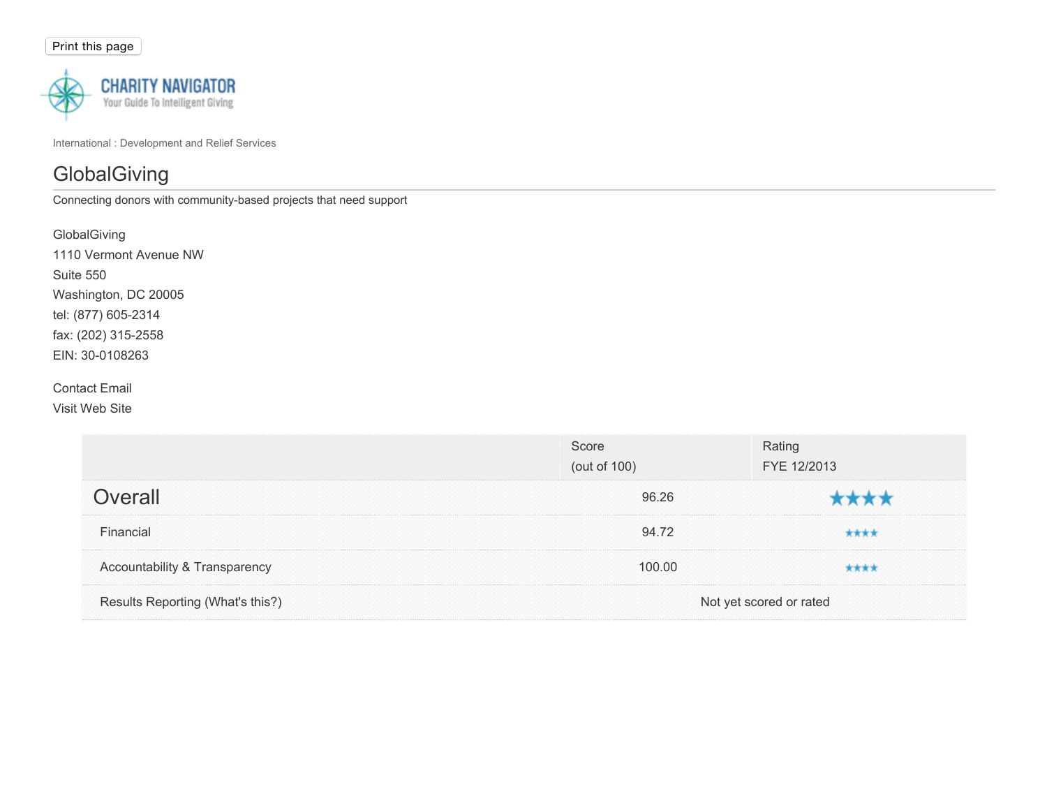Print this page

CHARITY NAVIGATOR
Your Guide To Intelligent Giving

International : Development and Relief Services

# GlobalGiving

Connecting donors with community-based projects that need support

GlobalGiving
1110 Vermont Avenue NW
Suite 550
Washington, DC 20005
tel: (877) 605-2314
fax: (202) 315-2558
EIN: 30-0108263

Contact Email
Visit Web Site

| | Score (out of 100) | Rating FYE 12/2013 |
|---|---|---|
| **Overall** | 96.26 | ★★★★ |
| Financial | 94.72 | ★★★★ |
| Accountability & Transparency | 100.00 | ★★★★ |
| Results Reporting (What's this?) | Not yet scored or rated | |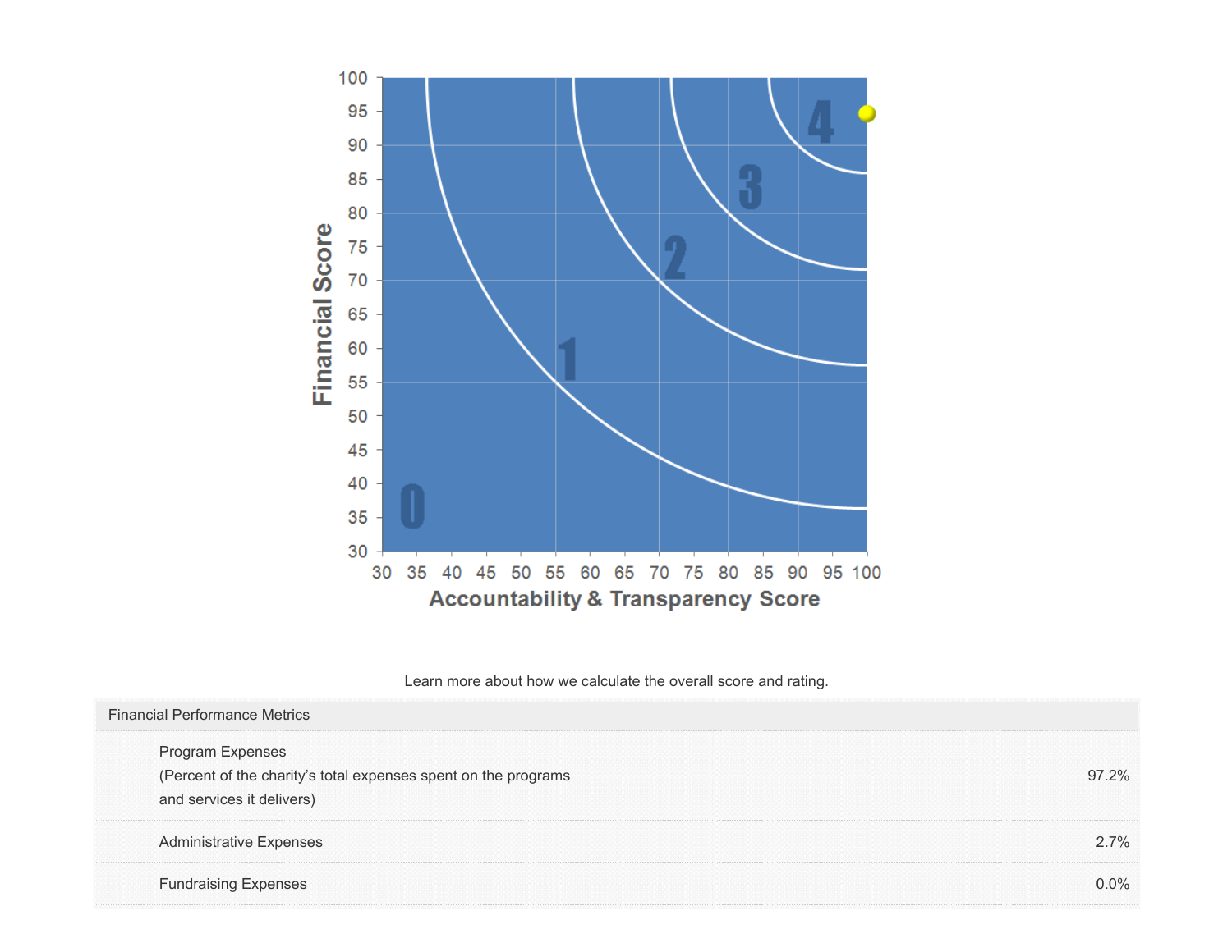Learn more about how we calculate the overall score and rating.

| Financial Performance Metrics | |
|---|---|
| Program Expenses<br>(Percent of the charity's total expenses spent on the programs and services it delivers) | 97.2% |
| Administrative Expenses | 2.7% |
| Fundraising Expenses | 0.0% |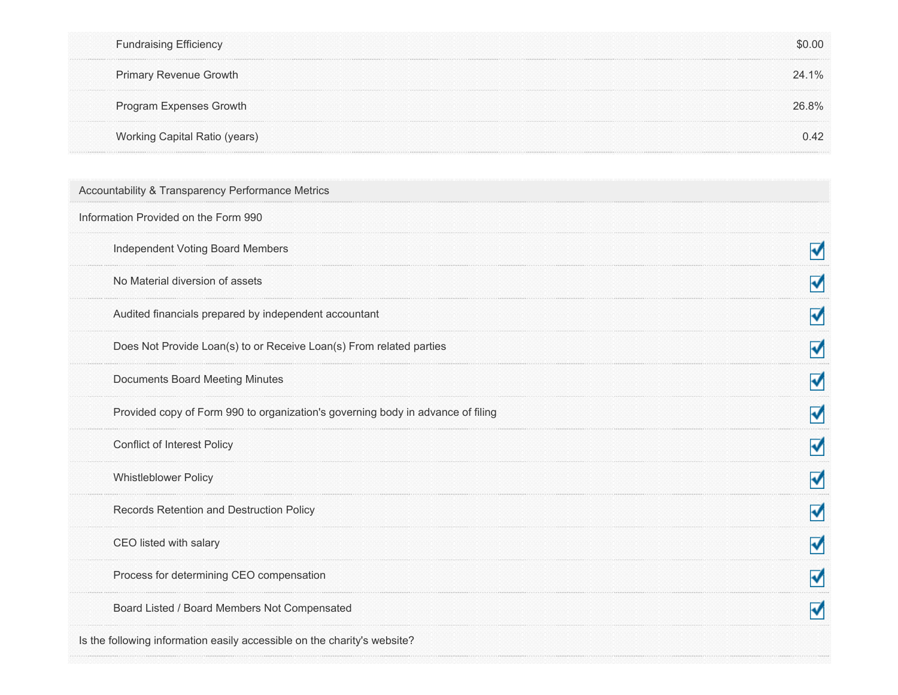| | |
|---|---|
| Fundraising Efficiency | $0.00 |
| Primary Revenue Growth | 24.1% |
| Program Expenses Growth | 26.8% |
| Working Capital Ratio (years) | 0.42 |

| Accountability & Transparency Performance Metrics | |
|---|---|
| **Information Provided on the Form 990** | |
| Independent Voting Board Members | ☑ |
| No Material diversion of assets | ☑ |
| Audited financials prepared by independent accountant | ☑ |
| Does Not Provide Loan(s) to or Receive Loan(s) From related parties | ☑ |
| Documents Board Meeting Minutes | ☑ |
| Provided copy of Form 990 to organization's governing body in advance of filing | ☑ |
| Conflict of Interest Policy | ☑ |
| Whistleblower Policy | ☑ |
| Records Retention and Destruction Policy | ☑ |
| CEO listed with salary | ☑ |
| Process for determining CEO compensation | ☑ |
| Board Listed / Board Members Not Compensated | ☑ |
| **Is the following information easily accessible on the charity's website?** | |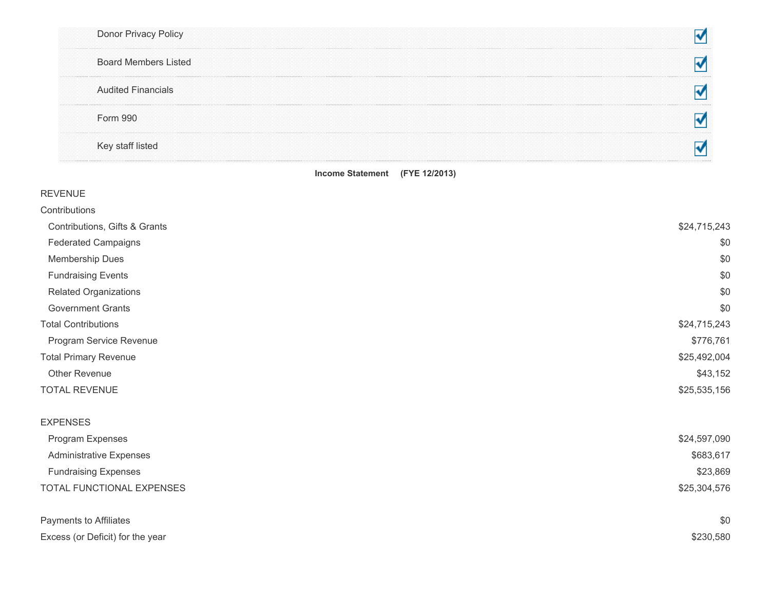| | |
|---|---|
| Donor Privacy Policy | ☑ |
| Board Members Listed | ☑ |
| Audited Financials | ☑ |
| Form 990 | ☑ |
| Key staff listed | ☑ |

**Income Statement (FYE 12/2013)**

| | |
|---|---|
| REVENUE | |
| Contributions | |
| Contributions, Gifts & Grants | $24,715,243 |
| Federated Campaigns | $0 |
| Membership Dues | $0 |
| Fundraising Events | $0 |
| Related Organizations | $0 |
| Government Grants | $0 |
| Total Contributions | $24,715,243 |
| Program Service Revenue | $776,761 |
| Total Primary Revenue | $25,492,004 |
| Other Revenue | $43,152 |
| TOTAL REVENUE | $25,535,156 |
| | |
| EXPENSES | |
| Program Expenses | $24,597,090 |
| Administrative Expenses | $683,617 |
| Fundraising Expenses | $23,869 |
| TOTAL FUNCTIONAL EXPENSES | $25,304,576 |
| | |
| Payments to Affiliates | $0 |
| Excess (or Deficit) for the year | $230,580 |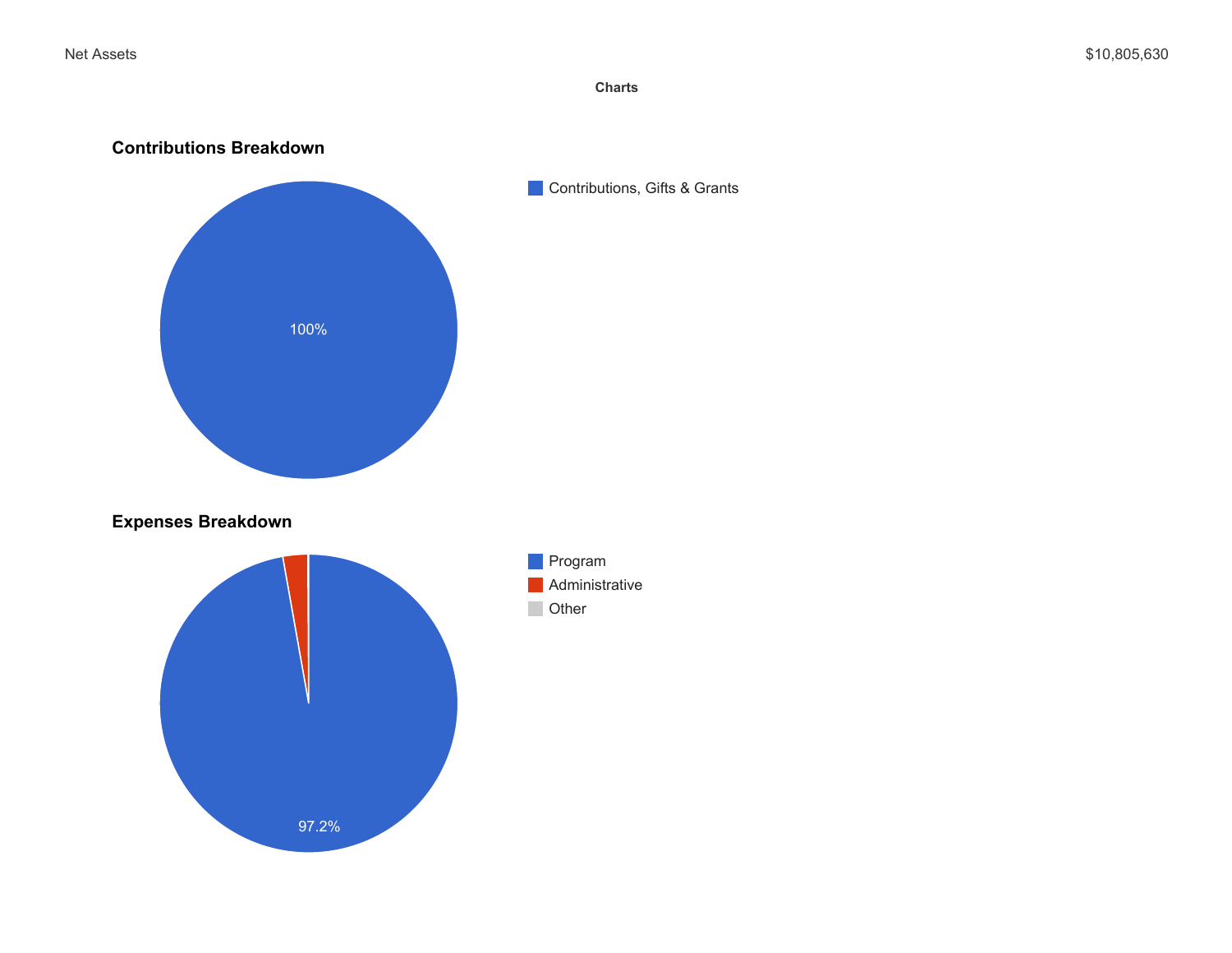| Net Assets | $10,805,630 |
| --- | --- |

**Charts**

### Contributions Breakdown

Contributions, Gifts & Grants

100%

### Expenses Breakdown

Program

Administrative

Other

97.2%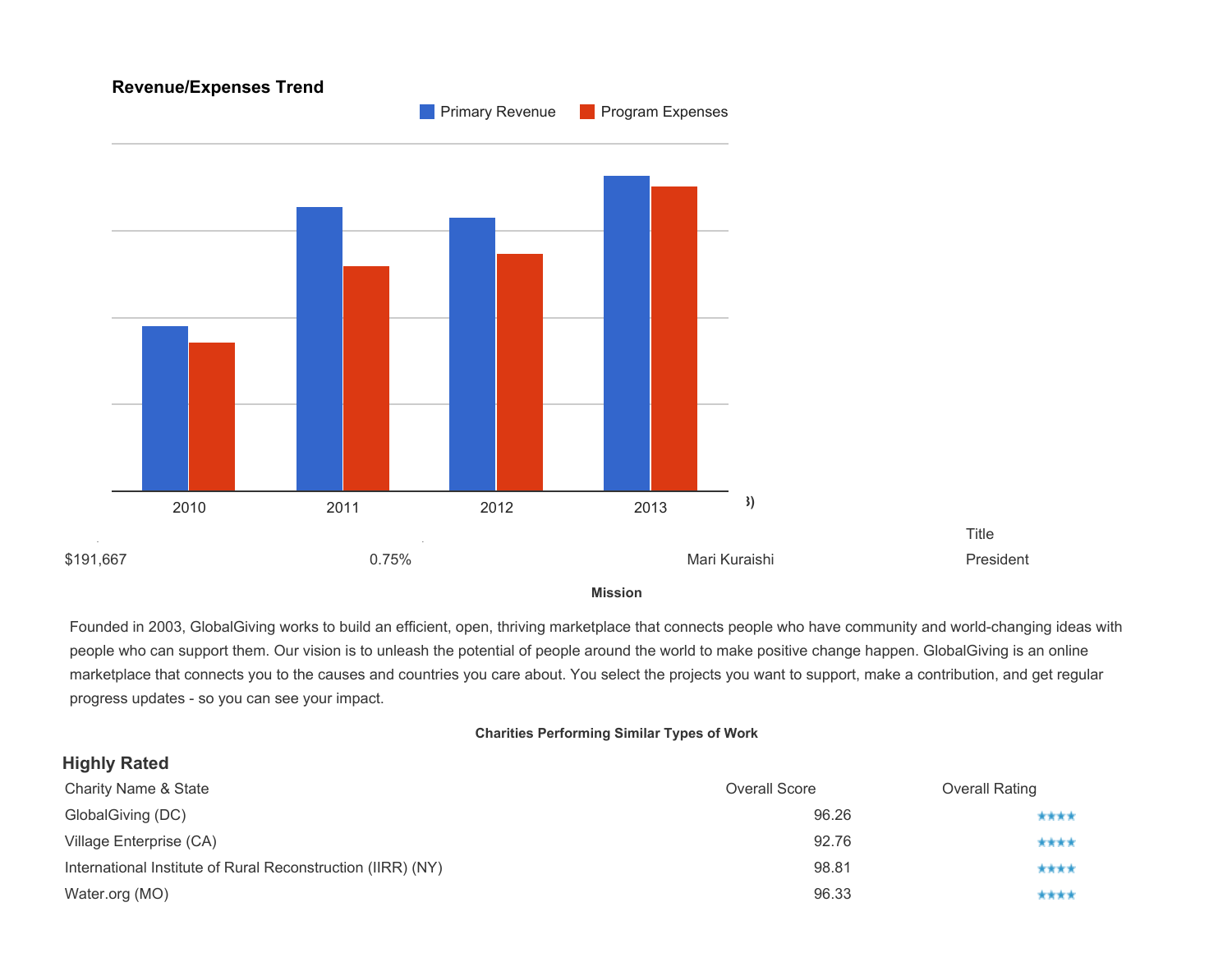### Revenue/Expenses Trend

Primary Revenue | Program Expenses

2010 | 2011 | 2012 | 2013

| | | | Title |
|---|---|---|---|
| $191,667 | 0.75% | Mari Kuraishi | President |

**Mission**

Founded in 2003, GlobalGiving works to build an efficient, open, thriving marketplace that connects people who have community and world-changing ideas with people who can support them. Our vision is to unleash the potential of people around the world to make positive change happen. GlobalGiving is an online marketplace that connects you to the causes and countries you care about. You select the projects you want to support, make a contribution, and get regular progress updates - so you can see your impact.

**Charities Performing Similar Types of Work**

## Highly Rated

| Charity Name & State | Overall Score | Overall Rating |
|---|---|---|
| GlobalGiving (DC) | 96.26 | ★★★★ |
| Village Enterprise (CA) | 92.76 | ★★★★ |
| International Institute of Rural Reconstruction (IIRR) (NY) | 98.81 | ★★★★ |
| Water.org (MO) | 96.33 | ★★★★ |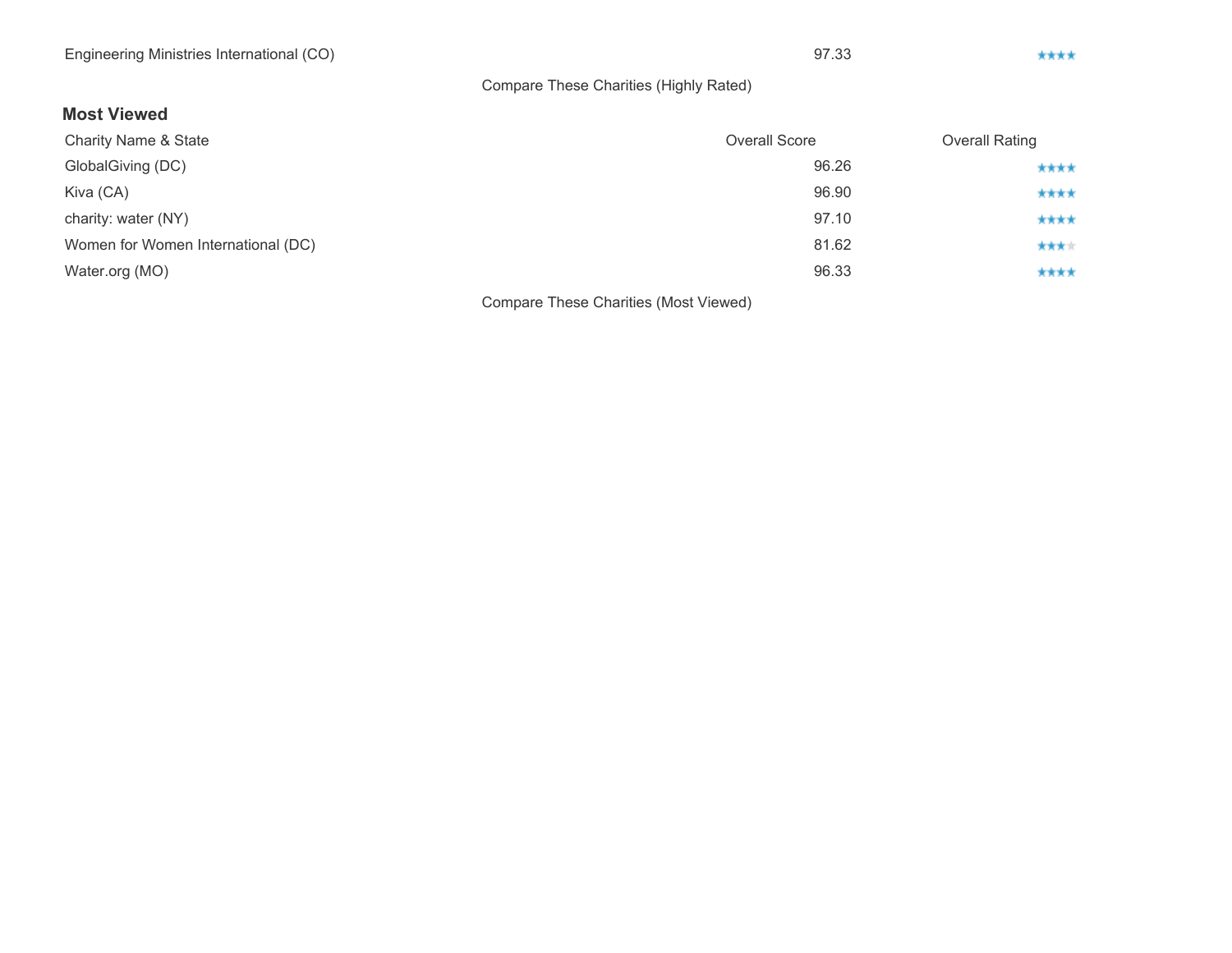| | | |
|---|---|---|
| Engineering Ministries International (CO) | 97.33 | ★★★★ |

Compare These Charities (Highly Rated)

### Most Viewed

| Charity Name & State | Overall Score | Overall Rating |
|---|---|---|
| GlobalGiving (DC) | 96.26 | ★★★★ |
| Kiva (CA) | 96.90 | ★★★★ |
| charity: water (NY) | 97.10 | ★★★★ |
| Women for Women International (DC) | 81.62 | ★★★☆ |
| Water.org (MO) | 96.33 | ★★★★ |

Compare These Charities (Most Viewed)